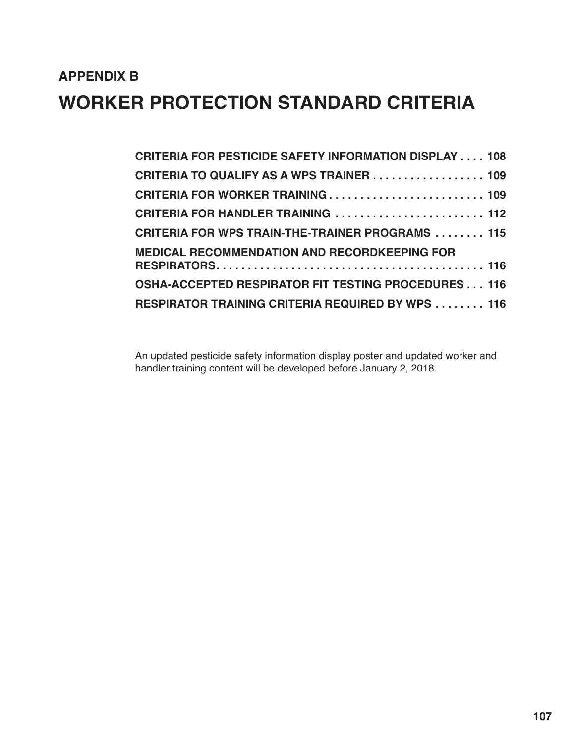## APPENDIX B

# WORKER PROTECTION STANDARD CRITERIA

**CRITERIA FOR PESTICIDE SAFETY INFORMATION DISPLAY . . . . 108**

**CRITERIA TO QUALIFY AS A WPS TRAINER . . . . . . . . . . . . . . . . . . 109**

**CRITERIA FOR WORKER TRAINING . . . . . . . . . . . . . . . . . . . . . . . . . 109**

**CRITERIA FOR HANDLER TRAINING . . . . . . . . . . . . . . . . . . . . . . . . 112**

**CRITERIA FOR WPS TRAIN-THE-TRAINER PROGRAMS . . . . . . . . 115**

**MEDICAL RECOMMENDATION AND RECORDKEEPING FOR RESPIRATORS. . . . . . . . . . . . . . . . . . . . . . . . . . . . . . . . . . . . . . . . . . . 116**

**OSHA-ACCEPTED RESPIRATOR FIT TESTING PROCEDURES . . . 116**

**RESPIRATOR TRAINING CRITERIA REQUIRED BY WPS . . . . . . . . 116**

An updated pesticide safety information display poster and updated worker and handler training content will be developed before January 2, 2018.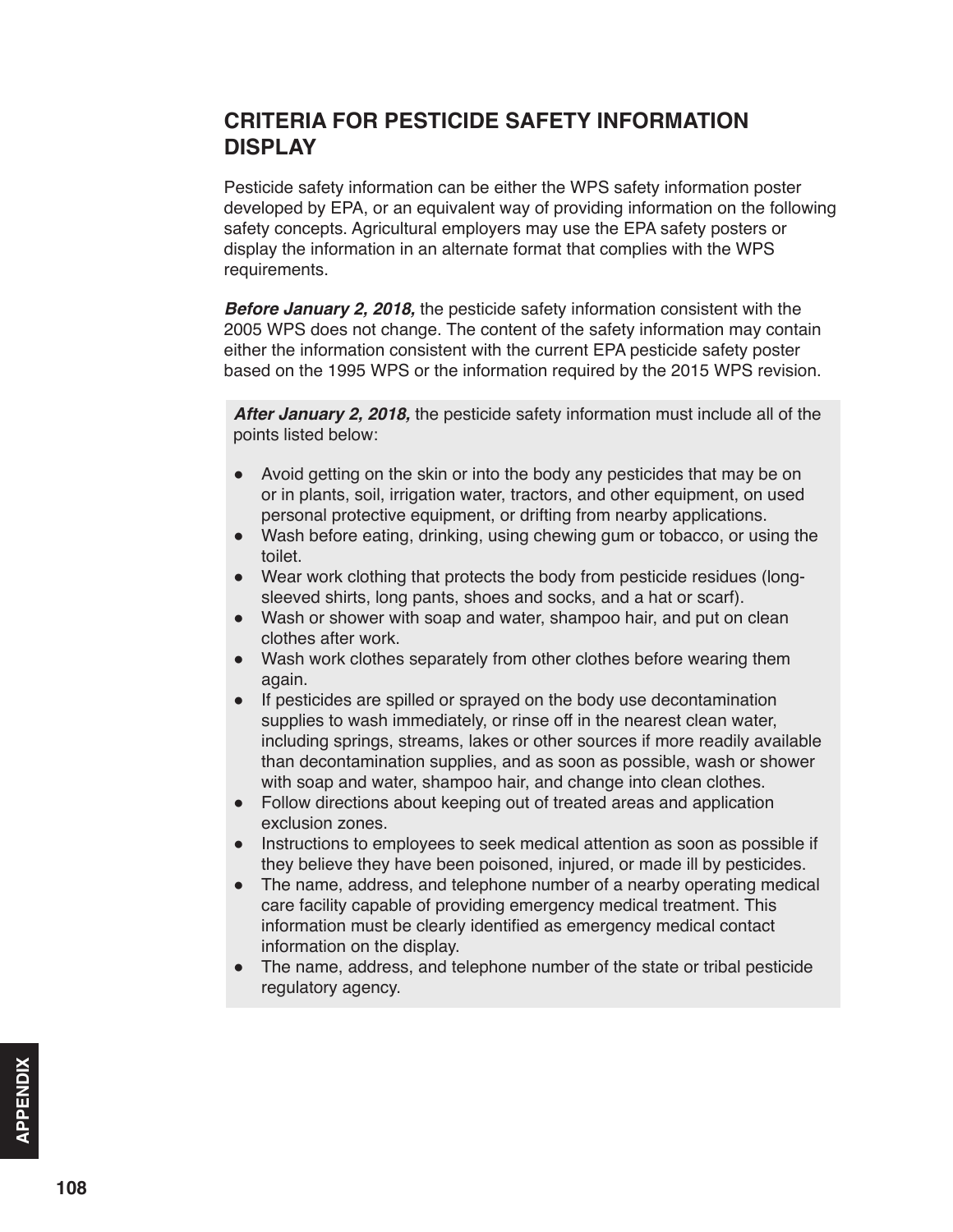## CRITERIA FOR PESTICIDE SAFETY INFORMATION DISPLAY

Pesticide safety information can be either the WPS safety information poster developed by EPA, or an equivalent way of providing information on the following safety concepts. Agricultural employers may use the EPA safety posters or display the information in an alternate format that complies with the WPS requirements.

***Before January 2, 2018,*** the pesticide safety information consistent with the 2005 WPS does not change. The content of the safety information may contain either the information consistent with the current EPA pesticide safety poster based on the 1995 WPS or the information required by the 2015 WPS revision.

***After January 2, 2018,*** the pesticide safety information must include all of the points listed below:

- Avoid getting on the skin or into the body any pesticides that may be on or in plants, soil, irrigation water, tractors, and other equipment, on used personal protective equipment, or drifting from nearby applications.
- Wash before eating, drinking, using chewing gum or tobacco, or using the toilet.
- Wear work clothing that protects the body from pesticide residues (long-sleeved shirts, long pants, shoes and socks, and a hat or scarf).
- Wash or shower with soap and water, shampoo hair, and put on clean clothes after work.
- Wash work clothes separately from other clothes before wearing them again.
- If pesticides are spilled or sprayed on the body use decontamination supplies to wash immediately, or rinse off in the nearest clean water, including springs, streams, lakes or other sources if more readily available than decontamination supplies, and as soon as possible, wash or shower with soap and water, shampoo hair, and change into clean clothes.
- Follow directions about keeping out of treated areas and application exclusion zones.
- Instructions to employees to seek medical attention as soon as possible if they believe they have been poisoned, injured, or made ill by pesticides.
- The name, address, and telephone number of a nearby operating medical care facility capable of providing emergency medical treatment. This information must be clearly identified as emergency medical contact information on the display.
- The name, address, and telephone number of the state or tribal pesticide regulatory agency.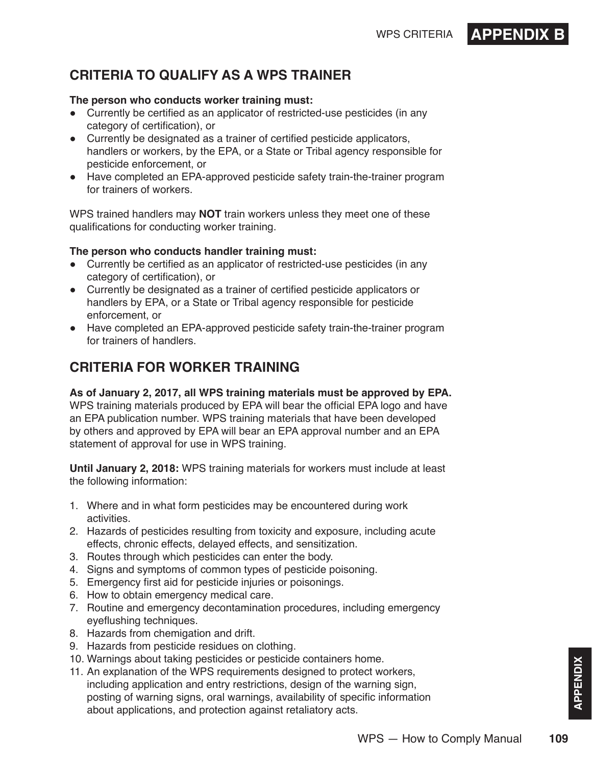## CRITERIA TO QUALIFY AS A WPS TRAINER

**The person who conducts worker training must:**

- Currently be certified as an applicator of restricted-use pesticides (in any category of certification), or
- Currently be designated as a trainer of certified pesticide applicators, handlers or workers, by the EPA, or a State or Tribal agency responsible for pesticide enforcement, or
- Have completed an EPA-approved pesticide safety train-the-trainer program for trainers of workers.

WPS trained handlers may **NOT** train workers unless they meet one of these qualifications for conducting worker training.

**The person who conducts handler training must:**

- Currently be certified as an applicator of restricted-use pesticides (in any category of certification), or
- Currently be designated as a trainer of certified pesticide applicators or handlers by EPA, or a State or Tribal agency responsible for pesticide enforcement, or
- Have completed an EPA-approved pesticide safety train-the-trainer program for trainers of handlers.

## CRITERIA FOR WORKER TRAINING

**As of January 2, 2017, all WPS training materials must be approved by EPA.** WPS training materials produced by EPA will bear the official EPA logo and have an EPA publication number. WPS training materials that have been developed by others and approved by EPA will bear an EPA approval number and an EPA statement of approval for use in WPS training.

**Until January 2, 2018:** WPS training materials for workers must include at least the following information:

1. Where and in what form pesticides may be encountered during work activities.
2. Hazards of pesticides resulting from toxicity and exposure, including acute effects, chronic effects, delayed effects, and sensitization.
3. Routes through which pesticides can enter the body.
4. Signs and symptoms of common types of pesticide poisoning.
5. Emergency first aid for pesticide injuries or poisonings.
6. How to obtain emergency medical care.
7. Routine and emergency decontamination procedures, including emergency eyeflushing techniques.
8. Hazards from chemigation and drift.
9. Hazards from pesticide residues on clothing.
10. Warnings about taking pesticides or pesticide containers home.
11. An explanation of the WPS requirements designed to protect workers, including application and entry restrictions, design of the warning sign, posting of warning signs, oral warnings, availability of specific information about applications, and protection against retaliatory acts.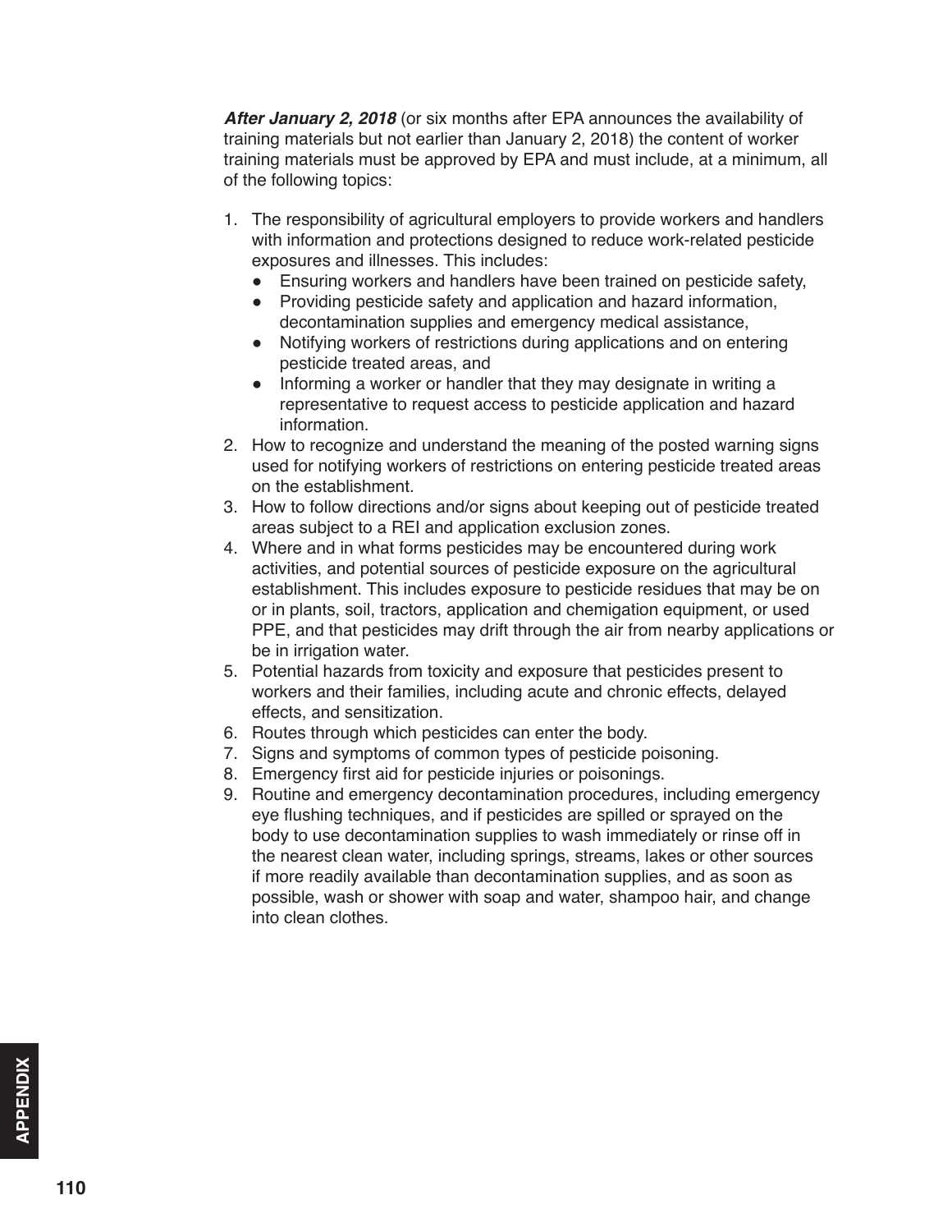***After January 2, 2018*** (or six months after EPA announces the availability of training materials but not earlier than January 2, 2018) the content of worker training materials must be approved by EPA and must include, at a minimum, all of the following topics:

1. The responsibility of agricultural employers to provide workers and handlers with information and protections designed to reduce work-related pesticide exposures and illnesses. This includes:
   - Ensuring workers and handlers have been trained on pesticide safety,
   - Providing pesticide safety and application and hazard information, decontamination supplies and emergency medical assistance,
   - Notifying workers of restrictions during applications and on entering pesticide treated areas, and
   - Informing a worker or handler that they may designate in writing a representative to request access to pesticide application and hazard information.
2. How to recognize and understand the meaning of the posted warning signs used for notifying workers of restrictions on entering pesticide treated areas on the establishment.
3. How to follow directions and/or signs about keeping out of pesticide treated areas subject to a REI and application exclusion zones.
4. Where and in what forms pesticides may be encountered during work activities, and potential sources of pesticide exposure on the agricultural establishment. This includes exposure to pesticide residues that may be on or in plants, soil, tractors, application and chemigation equipment, or used PPE, and that pesticides may drift through the air from nearby applications or be in irrigation water.
5. Potential hazards from toxicity and exposure that pesticides present to workers and their families, including acute and chronic effects, delayed effects, and sensitization.
6. Routes through which pesticides can enter the body.
7. Signs and symptoms of common types of pesticide poisoning.
8. Emergency first aid for pesticide injuries or poisonings.
9. Routine and emergency decontamination procedures, including emergency eye flushing techniques, and if pesticides are spilled or sprayed on the body to use decontamination supplies to wash immediately or rinse off in the nearest clean water, including springs, streams, lakes or other sources if more readily available than decontamination supplies, and as soon as possible, wash or shower with soap and water, shampoo hair, and change into clean clothes.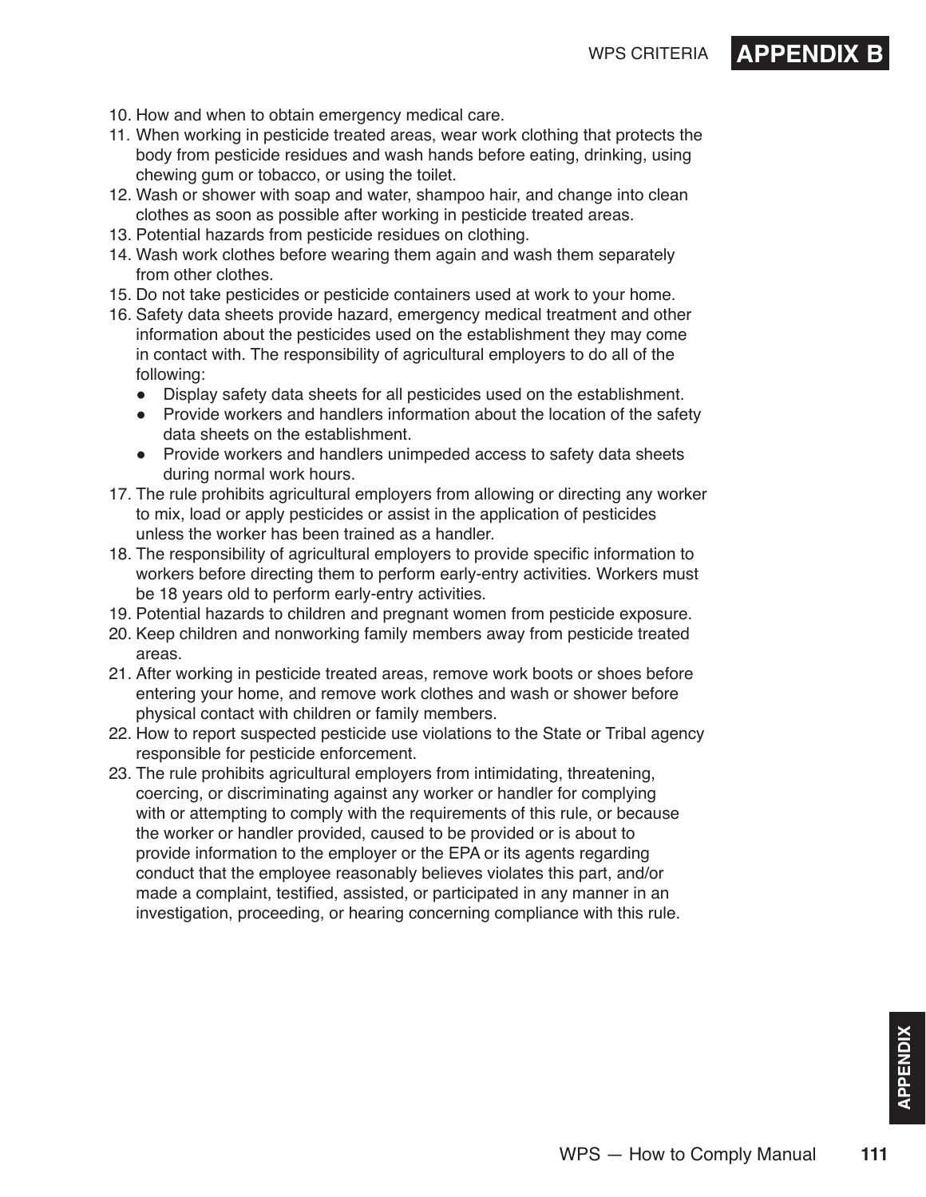10. How and when to obtain emergency medical care.
11. When working in pesticide treated areas, wear work clothing that protects the body from pesticide residues and wash hands before eating, drinking, using chewing gum or tobacco, or using the toilet.
12. Wash or shower with soap and water, shampoo hair, and change into clean clothes as soon as possible after working in pesticide treated areas.
13. Potential hazards from pesticide residues on clothing.
14. Wash work clothes before wearing them again and wash them separately from other clothes.
15. Do not take pesticides or pesticide containers used at work to your home.
16. Safety data sheets provide hazard, emergency medical treatment and other information about the pesticides used on the establishment they may come in contact with. The responsibility of agricultural employers to do all of the following:
    - Display safety data sheets for all pesticides used on the establishment.
    - Provide workers and handlers information about the location of the safety data sheets on the establishment.
    - Provide workers and handlers unimpeded access to safety data sheets during normal work hours.
17. The rule prohibits agricultural employers from allowing or directing any worker to mix, load or apply pesticides or assist in the application of pesticides unless the worker has been trained as a handler.
18. The responsibility of agricultural employers to provide specific information to workers before directing them to perform early-entry activities. Workers must be 18 years old to perform early-entry activities.
19. Potential hazards to children and pregnant women from pesticide exposure.
20. Keep children and nonworking family members away from pesticide treated areas.
21. After working in pesticide treated areas, remove work boots or shoes before entering your home, and remove work clothes and wash or shower before physical contact with children or family members.
22. How to report suspected pesticide use violations to the State or Tribal agency responsible for pesticide enforcement.
23. The rule prohibits agricultural employers from intimidating, threatening, coercing, or discriminating against any worker or handler for complying with or attempting to comply with the requirements of this rule, or because the worker or handler provided, caused to be provided or is about to provide information to the employer or the EPA or its agents regarding conduct that the employee reasonably believes violates this part, and/or made a complaint, testified, assisted, or participated in any manner in an investigation, proceeding, or hearing concerning compliance with this rule.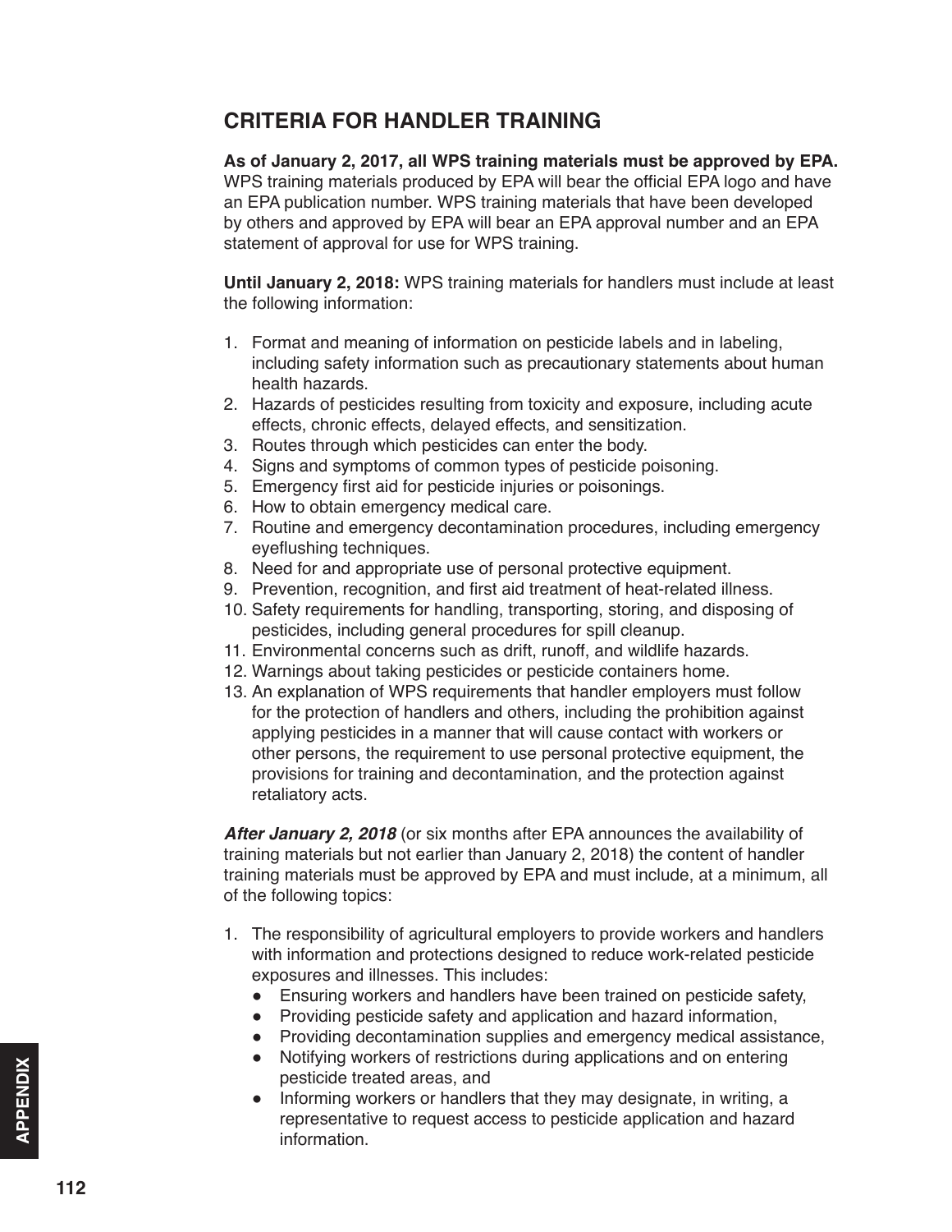## CRITERIA FOR HANDLER TRAINING

**As of January 2, 2017, all WPS training materials must be approved by EPA.** WPS training materials produced by EPA will bear the official EPA logo and have an EPA publication number. WPS training materials that have been developed by others and approved by EPA will bear an EPA approval number and an EPA statement of approval for use for WPS training.

**Until January 2, 2018:** WPS training materials for handlers must include at least the following information:

1. Format and meaning of information on pesticide labels and in labeling, including safety information such as precautionary statements about human health hazards.
2. Hazards of pesticides resulting from toxicity and exposure, including acute effects, chronic effects, delayed effects, and sensitization.
3. Routes through which pesticides can enter the body.
4. Signs and symptoms of common types of pesticide poisoning.
5. Emergency first aid for pesticide injuries or poisonings.
6. How to obtain emergency medical care.
7. Routine and emergency decontamination procedures, including emergency eyeflushing techniques.
8. Need for and appropriate use of personal protective equipment.
9. Prevention, recognition, and first aid treatment of heat-related illness.
10. Safety requirements for handling, transporting, storing, and disposing of pesticides, including general procedures for spill cleanup.
11. Environmental concerns such as drift, runoff, and wildlife hazards.
12. Warnings about taking pesticides or pesticide containers home.
13. An explanation of WPS requirements that handler employers must follow for the protection of handlers and others, including the prohibition against applying pesticides in a manner that will cause contact with workers or other persons, the requirement to use personal protective equipment, the provisions for training and decontamination, and the protection against retaliatory acts.

***After January 2, 2018*** (or six months after EPA announces the availability of training materials but not earlier than January 2, 2018) the content of handler training materials must be approved by EPA and must include, at a minimum, all of the following topics:

1. The responsibility of agricultural employers to provide workers and handlers with information and protections designed to reduce work-related pesticide exposures and illnesses. This includes:
   - Ensuring workers and handlers have been trained on pesticide safety,
   - Providing pesticide safety and application and hazard information,
   - Providing decontamination supplies and emergency medical assistance,
   - Notifying workers of restrictions during applications and on entering pesticide treated areas, and
   - Informing workers or handlers that they may designate, in writing, a representative to request access to pesticide application and hazard information.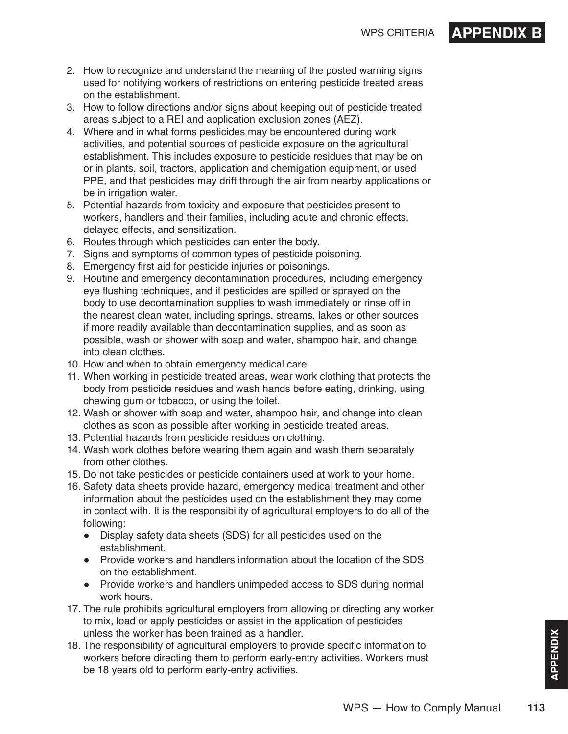2. How to recognize and understand the meaning of the posted warning signs used for notifying workers of restrictions on entering pesticide treated areas on the establishment.
3. How to follow directions and/or signs about keeping out of pesticide treated areas subject to a REI and application exclusion zones (AEZ).
4. Where and in what forms pesticides may be encountered during work activities, and potential sources of pesticide exposure on the agricultural establishment. This includes exposure to pesticide residues that may be on or in plants, soil, tractors, application and chemigation equipment, or used PPE, and that pesticides may drift through the air from nearby applications or be in irrigation water.
5. Potential hazards from toxicity and exposure that pesticides present to workers, handlers and their families, including acute and chronic effects, delayed effects, and sensitization.
6. Routes through which pesticides can enter the body.
7. Signs and symptoms of common types of pesticide poisoning.
8. Emergency first aid for pesticide injuries or poisonings.
9. Routine and emergency decontamination procedures, including emergency eye flushing techniques, and if pesticides are spilled or sprayed on the body to use decontamination supplies to wash immediately or rinse off in the nearest clean water, including springs, streams, lakes or other sources if more readily available than decontamination supplies, and as soon as possible, wash or shower with soap and water, shampoo hair, and change into clean clothes.
10. How and when to obtain emergency medical care.
11. When working in pesticide treated areas, wear work clothing that protects the body from pesticide residues and wash hands before eating, drinking, using chewing gum or tobacco, or using the toilet.
12. Wash or shower with soap and water, shampoo hair, and change into clean clothes as soon as possible after working in pesticide treated areas.
13. Potential hazards from pesticide residues on clothing.
14. Wash work clothes before wearing them again and wash them separately from other clothes.
15. Do not take pesticides or pesticide containers used at work to your home.
16. Safety data sheets provide hazard, emergency medical treatment and other information about the pesticides used on the establishment they may come in contact with. It is the responsibility of agricultural employers to do all of the following:
    - Display safety data sheets (SDS) for all pesticides used on the establishment.
    - Provide workers and handlers information about the location of the SDS on the establishment.
    - Provide workers and handlers unimpeded access to SDS during normal work hours.
17. The rule prohibits agricultural employers from allowing or directing any worker to mix, load or apply pesticides or assist in the application of pesticides unless the worker has been trained as a handler.
18. The responsibility of agricultural employers to provide specific information to workers before directing them to perform early-entry activities. Workers must be 18 years old to perform early-entry activities.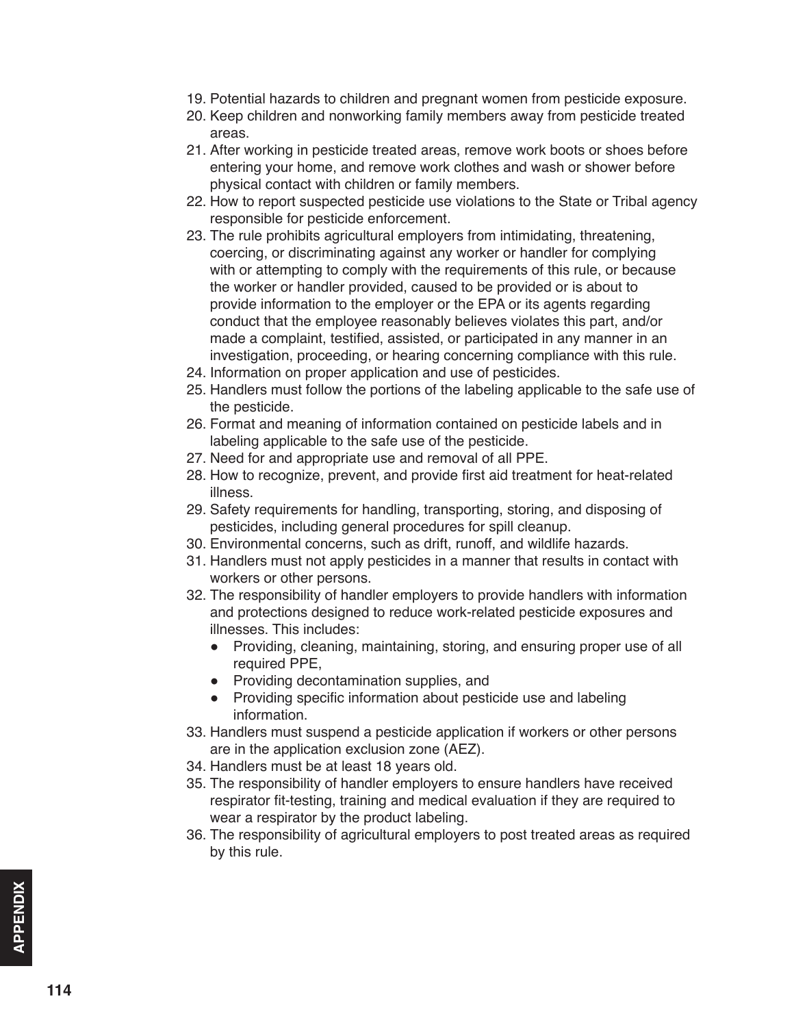19. Potential hazards to children and pregnant women from pesticide exposure.
20. Keep children and nonworking family members away from pesticide treated areas.
21. After working in pesticide treated areas, remove work boots or shoes before entering your home, and remove work clothes and wash or shower before physical contact with children or family members.
22. How to report suspected pesticide use violations to the State or Tribal agency responsible for pesticide enforcement.
23. The rule prohibits agricultural employers from intimidating, threatening, coercing, or discriminating against any worker or handler for complying with or attempting to comply with the requirements of this rule, or because the worker or handler provided, caused to be provided or is about to provide information to the employer or the EPA or its agents regarding conduct that the employee reasonably believes violates this part, and/or made a complaint, testified, assisted, or participated in any manner in an investigation, proceeding, or hearing concerning compliance with this rule.
24. Information on proper application and use of pesticides.
25. Handlers must follow the portions of the labeling applicable to the safe use of the pesticide.
26. Format and meaning of information contained on pesticide labels and in labeling applicable to the safe use of the pesticide.
27. Need for and appropriate use and removal of all PPE.
28. How to recognize, prevent, and provide first aid treatment for heat-related illness.
29. Safety requirements for handling, transporting, storing, and disposing of pesticides, including general procedures for spill cleanup.
30. Environmental concerns, such as drift, runoff, and wildlife hazards.
31. Handlers must not apply pesticides in a manner that results in contact with workers or other persons.
32. The responsibility of handler employers to provide handlers with information and protections designed to reduce work-related pesticide exposures and illnesses. This includes:
    - Providing, cleaning, maintaining, storing, and ensuring proper use of all required PPE,
    - Providing decontamination supplies, and
    - Providing specific information about pesticide use and labeling information.
33. Handlers must suspend a pesticide application if workers or other persons are in the application exclusion zone (AEZ).
34. Handlers must be at least 18 years old.
35. The responsibility of handler employers to ensure handlers have received respirator fit-testing, training and medical evaluation if they are required to wear a respirator by the product labeling.
36. The responsibility of agricultural employers to post treated areas as required by this rule.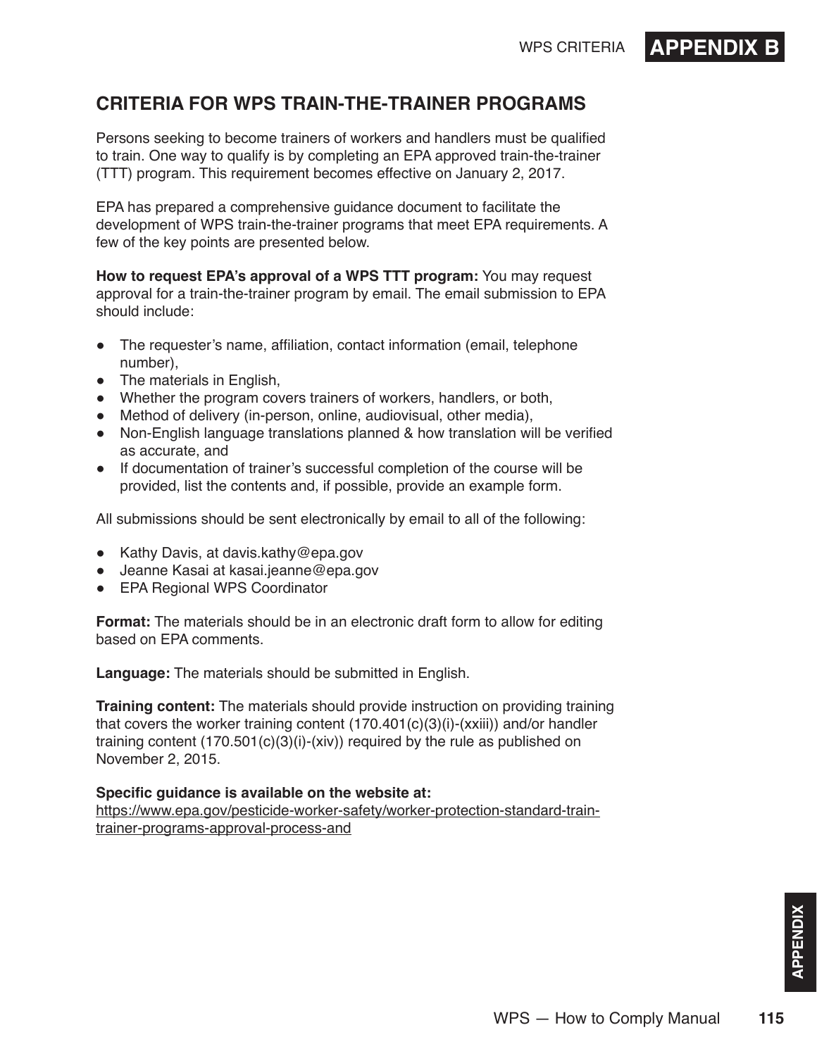## CRITERIA FOR WPS TRAIN-THE-TRAINER PROGRAMS

Persons seeking to become trainers of workers and handlers must be qualified to train. One way to qualify is by completing an EPA approved train-the-trainer (TTT) program. This requirement becomes effective on January 2, 2017.

EPA has prepared a comprehensive guidance document to facilitate the development of WPS train-the-trainer programs that meet EPA requirements. A few of the key points are presented below.

**How to request EPA's approval of a WPS TTT program:** You may request approval for a train-the-trainer program by email. The email submission to EPA should include:

- The requester's name, affiliation, contact information (email, telephone number),
- The materials in English,
- Whether the program covers trainers of workers, handlers, or both,
- Method of delivery (in-person, online, audiovisual, other media),
- Non-English language translations planned & how translation will be verified as accurate, and
- If documentation of trainer's successful completion of the course will be provided, list the contents and, if possible, provide an example form.

All submissions should be sent electronically by email to all of the following:

- Kathy Davis, at davis.kathy@epa.gov
- Jeanne Kasai at kasai.jeanne@epa.gov
- EPA Regional WPS Coordinator

**Format:** The materials should be in an electronic draft form to allow for editing based on EPA comments.

**Language:** The materials should be submitted in English.

**Training content:** The materials should provide instruction on providing training that covers the worker training content (170.401(c)(3)(i)-(xxiii)) and/or handler training content (170.501(c)(3)(i)-(xiv)) required by the rule as published on November 2, 2015.

**Specific guidance is available on the website at:**
https://www.epa.gov/pesticide-worker-safety/worker-protection-standard-train-trainer-programs-approval-process-and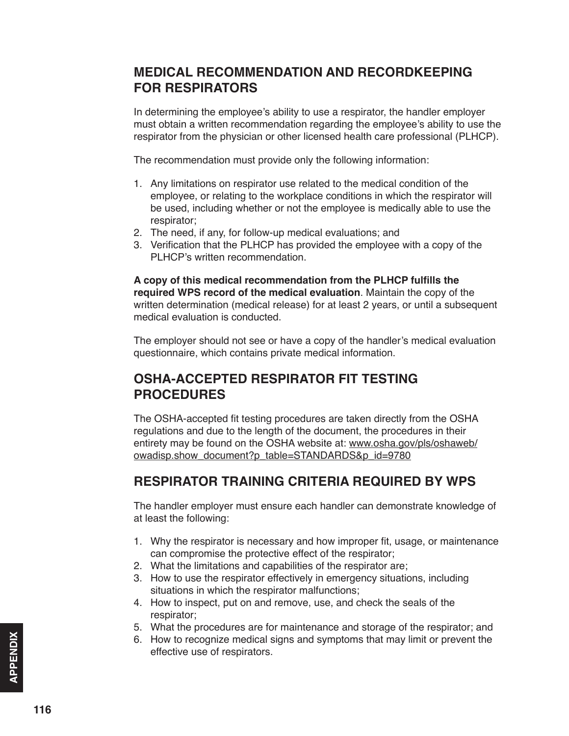## MEDICAL RECOMMENDATION AND RECORDKEEPING FOR RESPIRATORS

In determining the employee's ability to use a respirator, the handler employer must obtain a written recommendation regarding the employee's ability to use the respirator from the physician or other licensed health care professional (PLHCP).

The recommendation must provide only the following information:

1. Any limitations on respirator use related to the medical condition of the employee, or relating to the workplace conditions in which the respirator will be used, including whether or not the employee is medically able to use the respirator;
2. The need, if any, for follow-up medical evaluations; and
3. Verification that the PLHCP has provided the employee with a copy of the PLHCP's written recommendation.

**A copy of this medical recommendation from the PLHCP fulfills the required WPS record of the medical evaluation**. Maintain the copy of the written determination (medical release) for at least 2 years, or until a subsequent medical evaluation is conducted.

The employer should not see or have a copy of the handler's medical evaluation questionnaire, which contains private medical information.

## OSHA-ACCEPTED RESPIRATOR FIT TESTING PROCEDURES

The OSHA-accepted fit testing procedures are taken directly from the OSHA regulations and due to the length of the document, the procedures in their entirety may be found on the OSHA website at: www.osha.gov/pls/oshaweb/owadisp.show_document?p_table=STANDARDS&p_id=9780

## RESPIRATOR TRAINING CRITERIA REQUIRED BY WPS

The handler employer must ensure each handler can demonstrate knowledge of at least the following:

1. Why the respirator is necessary and how improper fit, usage, or maintenance can compromise the protective effect of the respirator;
2. What the limitations and capabilities of the respirator are;
3. How to use the respirator effectively in emergency situations, including situations in which the respirator malfunctions;
4. How to inspect, put on and remove, use, and check the seals of the respirator;
5. What the procedures are for maintenance and storage of the respirator; and
6. How to recognize medical signs and symptoms that may limit or prevent the effective use of respirators.